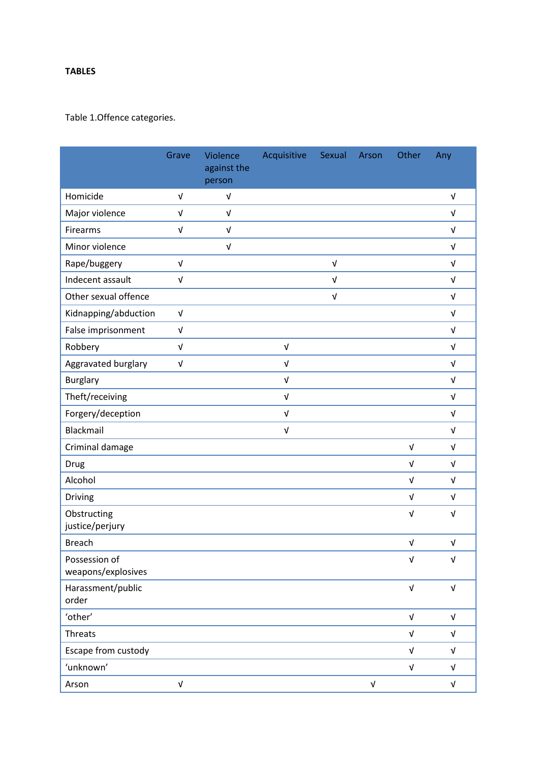**TABLES**

Table 1.Offence categories.

| | Grave | Violence against the person | Acquisitive | Sexual | Arson | Other | Any |
|---|---|---|---|---|---|---|---|
| Homicide | √ | √ | | | | | √ |
| Major violence | √ | √ | | | | | √ |
| Firearms | √ | √ | | | | | √ |
| Minor violence | | √ | | | | | √ |
| Rape/buggery | √ | | | √ | | | √ |
| Indecent assault | √ | | | √ | | | √ |
| Other sexual offence | | | | √ | | | √ |
| Kidnapping/abduction | √ | | | | | | √ |
| False imprisonment | √ | | | | | | √ |
| Robbery | √ | | √ | | | | √ |
| Aggravated burglary | √ | | √ | | | | √ |
| Burglary | | | √ | | | | √ |
| Theft/receiving | | | √ | | | | √ |
| Forgery/deception | | | √ | | | | √ |
| Blackmail | | | √ | | | | √ |
| Criminal damage | | | | | | √ | √ |
| Drug | | | | | | √ | √ |
| Alcohol | | | | | | √ | √ |
| Driving | | | | | | √ | √ |
| Obstructing justice/perjury | | | | | | √ | √ |
| Breach | | | | | | √ | √ |
| Possession of weapons/explosives | | | | | | √ | √ |
| Harassment/public order | | | | | | √ | √ |
| ‘other’ | | | | | | √ | √ |
| Threats | | | | | | √ | √ |
| Escape from custody | | | | | | √ | √ |
| ‘unknown’ | | | | | | √ | √ |
| Arson | √ | | | | √ | | √ |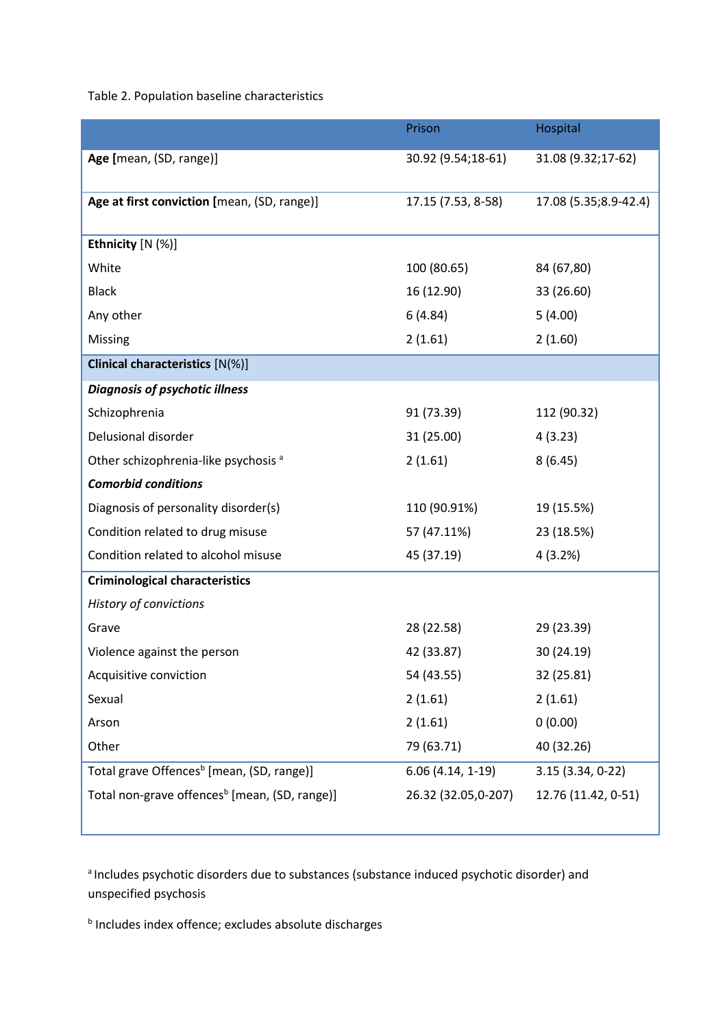Table 2. Population baseline characteristics

| | Prison | Hospital |
|---|---|---|
| **Age** [mean, (SD, range)] | 30.92 (9.54;18-61) | 31.08 (9.32;17-62) |
| **Age at first conviction** [mean, (SD, range)] | 17.15 (7.53, 8-58) | 17.08 (5.35;8.9-42.4) |
| **Ethnicity** [N (%)] | | |
| White | 100 (80.65) | 84 (67,80) |
| Black | 16 (12.90) | 33 (26.60) |
| Any other | 6 (4.84) | 5 (4.00) |
| Missing | 2 (1.61) | 2 (1.60) |
| **Clinical characteristics** [N(%)] | | |
| ***Diagnosis of psychotic illness*** | | |
| Schizophrenia | 91 (73.39) | 112 (90.32) |
| Delusional disorder | 31 (25.00) | 4 (3.23) |
| Other schizophrenia-like psychosis [a] | 2 (1.61) | 8 (6.45) |
| ***Comorbid conditions*** | | |
| Diagnosis of personality disorder(s) | 110 (90.91%) | 19 (15.5%) |
| Condition related to drug misuse | 57 (47.11%) | 23 (18.5%) |
| Condition related to alcohol misuse | 45 (37.19) | 4 (3.2%) |
| **Criminological characteristics** | | |
| *History of convictions* | | |
| Grave | 28 (22.58) | 29 (23.39) |
| Violence against the person | 42 (33.87) | 30 (24.19) |
| Acquisitive conviction | 54 (43.55) | 32 (25.81) |
| Sexual | 2 (1.61) | 2 (1.61) |
| Arson | 2 (1.61) | 0 (0.00) |
| Other | 79 (63.71) | 40 (32.26) |
| Total grave Offences[b] [mean, (SD, range)] | 6.06 (4.14, 1-19) | 3.15 (3.34, 0-22) |
| Total non-grave offences[b] [mean, (SD, range)] | 26.32 (32.05,0-207) | 12.76 (11.42, 0-51) |

[a] Includes psychotic disorders due to substances (substance induced psychotic disorder) and unspecified psychosis

[b] Includes index offence; excludes absolute discharges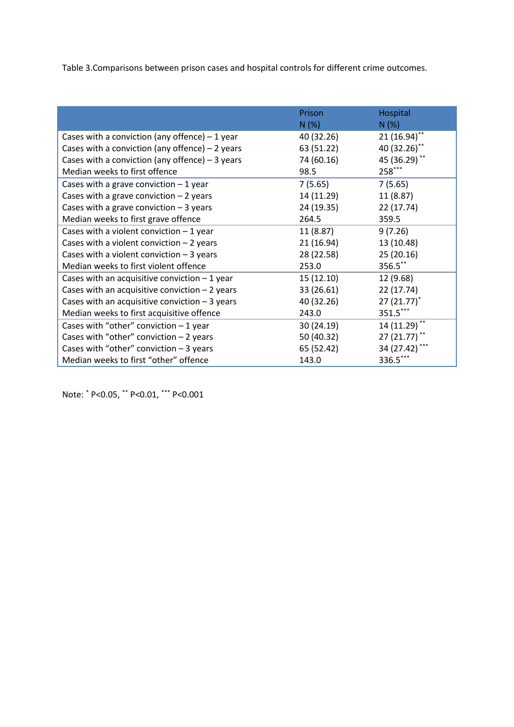Table 3.Comparisons between prison cases and hospital controls for different crime outcomes.

| | Prison N (%) | Hospital N (%) |
|---|---|---|
| Cases with a conviction (any offence) – 1 year | 40 (32.26) | 21 (16.94)** |
| Cases with a conviction (any offence) – 2 years | 63 (51.22) | 40 (32.26)** |
| Cases with a conviction (any offence) – 3 years | 74 (60.16) | 45 (36.29)** |
| Median weeks to first offence | 98.5 | 258*** |
| Cases with a grave conviction – 1 year | 7 (5.65) | 7 (5.65) |
| Cases with a grave conviction – 2 years | 14 (11.29) | 11 (8.87) |
| Cases with a grave conviction – 3 years | 24 (19.35) | 22 (17.74) |
| Median weeks to first grave offence | 264.5 | 359.5 |
| Cases with a violent conviction – 1 year | 11 (8.87) | 9 (7.26) |
| Cases with a violent conviction – 2 years | 21 (16.94) | 13 (10.48) |
| Cases with a violent conviction – 3 years | 28 (22.58) | 25 (20.16) |
| Median weeks to first violent offence | 253.0 | 356.5** |
| Cases with an acquisitive conviction – 1 year | 15 (12.10) | 12 (9.68) |
| Cases with an acquisitive conviction – 2 years | 33 (26.61) | 22 (17.74) |
| Cases with an acquisitive conviction – 3 years | 40 (32.26) | 27 (21.77)* |
| Median weeks to first acquisitive offence | 243.0 | 351.5*** |
| Cases with "other" conviction – 1 year | 30 (24.19) | 14 (11.29)** |
| Cases with "other" conviction – 2 years | 50 (40.32) | 27 (21.77)** |
| Cases with "other" conviction – 3 years | 65 (52.42) | 34 (27.42)*** |
| Median weeks to first "other" offence | 143.0 | 336.5*** |

Note: * P<0.05, ** P<0.01, *** P<0.001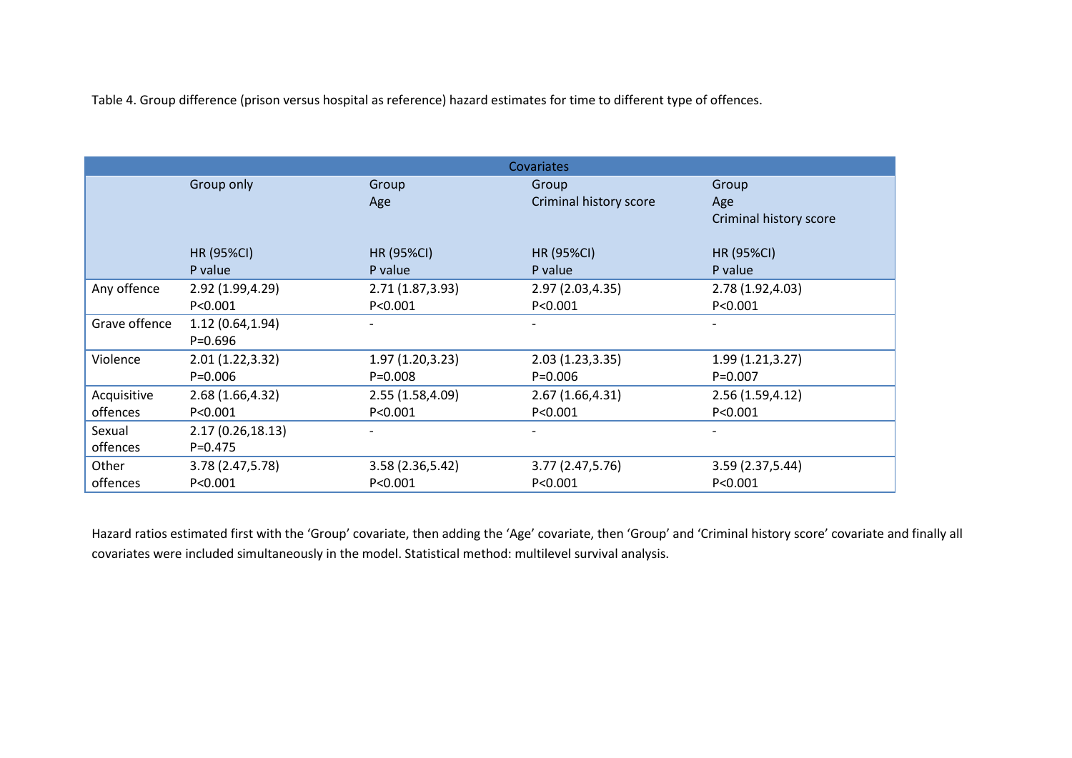Table 4. Group difference (prison versus hospital as reference) hazard estimates for time to different type of offences.

| | Covariates | | | |
|---|---|---|---|---|
| | Group only | Group<br>Age | Group<br>Criminal history score | Group<br>Age<br>Criminal history score |
| | HR (95%CI)<br>P value | HR (95%CI)<br>P value | HR (95%CI)<br>P value | HR (95%CI)<br>P value |
| Any offence | 2.92 (1.99,4.29)<br>P<0.001 | 2.71 (1.87,3.93)<br>P<0.001 | 2.97 (2.03,4.35)<br>P<0.001 | 2.78 (1.92,4.03)<br>P<0.001 |
| Grave offence | 1.12 (0.64,1.94)<br>P=0.696 | - | - | - |
| Violence | 2.01 (1.22,3.32)<br>P=0.006 | 1.97 (1.20,3.23)<br>P=0.008 | 2.03 (1.23,3.35)<br>P=0.006 | 1.99 (1.21,3.27)<br>P=0.007 |
| Acquisitive offences | 2.68 (1.66,4.32)<br>P<0.001 | 2.55 (1.58,4.09)<br>P<0.001 | 2.67 (1.66,4.31)<br>P<0.001 | 2.56 (1.59,4.12)<br>P<0.001 |
| Sexual offences | 2.17 (0.26,18.13)<br>P=0.475 | - | - | - |
| Other offences | 3.78 (2.47,5.78)<br>P<0.001 | 3.58 (2.36,5.42)<br>P<0.001 | 3.77 (2.47,5.76)<br>P<0.001 | 3.59 (2.37,5.44)<br>P<0.001 |

Hazard ratios estimated first with the 'Group' covariate, then adding the 'Age' covariate, then 'Group' and 'Criminal history score' covariate and finally all covariates were included simultaneously in the model. Statistical method: multilevel survival analysis.